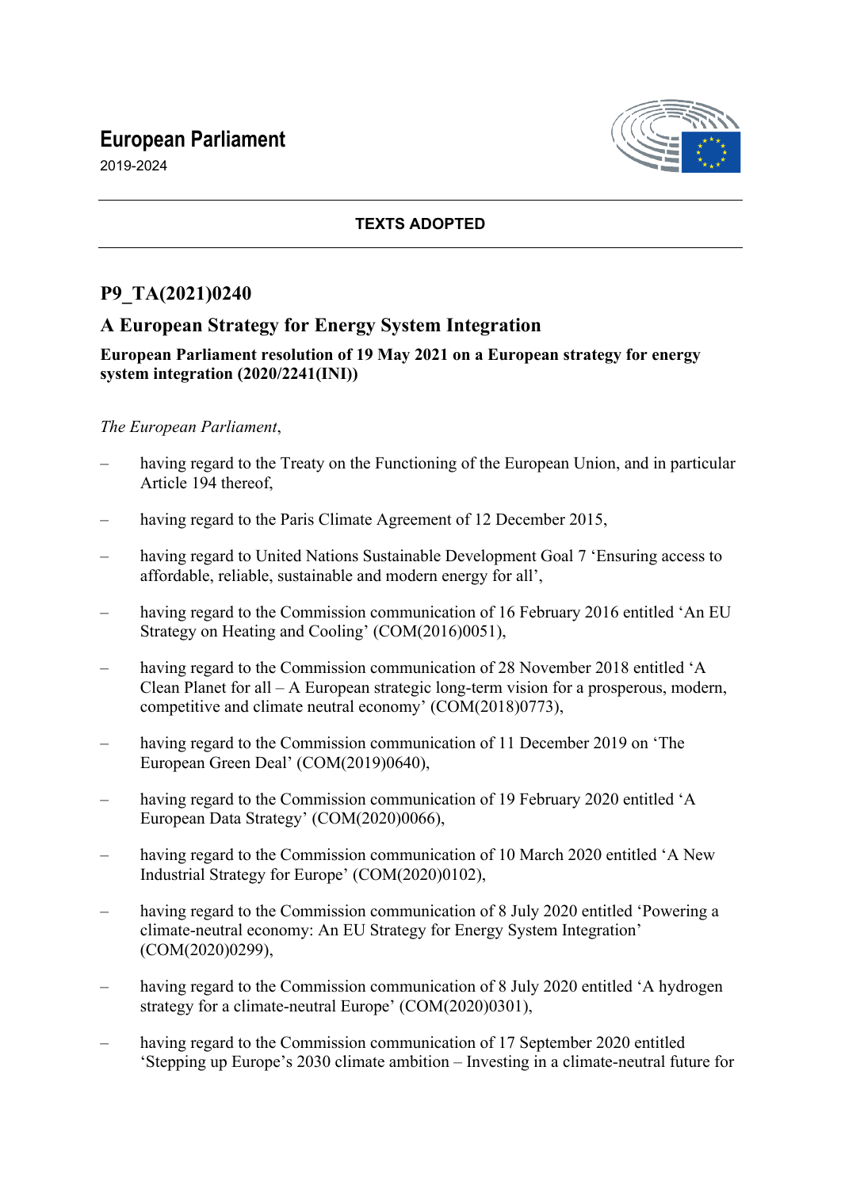# European Parliament

2019-2024

**TEXTS ADOPTED**

## P9_TA(2021)0240

## A European Strategy for Energy System Integration

**European Parliament resolution of 19 May 2021 on a European strategy for energy system integration (2020/2241(INI))**

*The European Parliament*,

– having regard to the Treaty on the Functioning of the European Union, and in particular Article 194 thereof,

– having regard to the Paris Climate Agreement of 12 December 2015,

– having regard to United Nations Sustainable Development Goal 7 'Ensuring access to affordable, reliable, sustainable and modern energy for all',

– having regard to the Commission communication of 16 February 2016 entitled 'An EU Strategy on Heating and Cooling' (COM(2016)0051),

– having regard to the Commission communication of 28 November 2018 entitled 'A Clean Planet for all – A European strategic long-term vision for a prosperous, modern, competitive and climate neutral economy' (COM(2018)0773),

– having regard to the Commission communication of 11 December 2019 on 'The European Green Deal' (COM(2019)0640),

– having regard to the Commission communication of 19 February 2020 entitled 'A European Data Strategy' (COM(2020)0066),

– having regard to the Commission communication of 10 March 2020 entitled 'A New Industrial Strategy for Europe' (COM(2020)0102),

– having regard to the Commission communication of 8 July 2020 entitled 'Powering a climate-neutral economy: An EU Strategy for Energy System Integration' (COM(2020)0299),

– having regard to the Commission communication of 8 July 2020 entitled 'A hydrogen strategy for a climate-neutral Europe' (COM(2020)0301),

– having regard to the Commission communication of 17 September 2020 entitled 'Stepping up Europe's 2030 climate ambition – Investing in a climate-neutral future for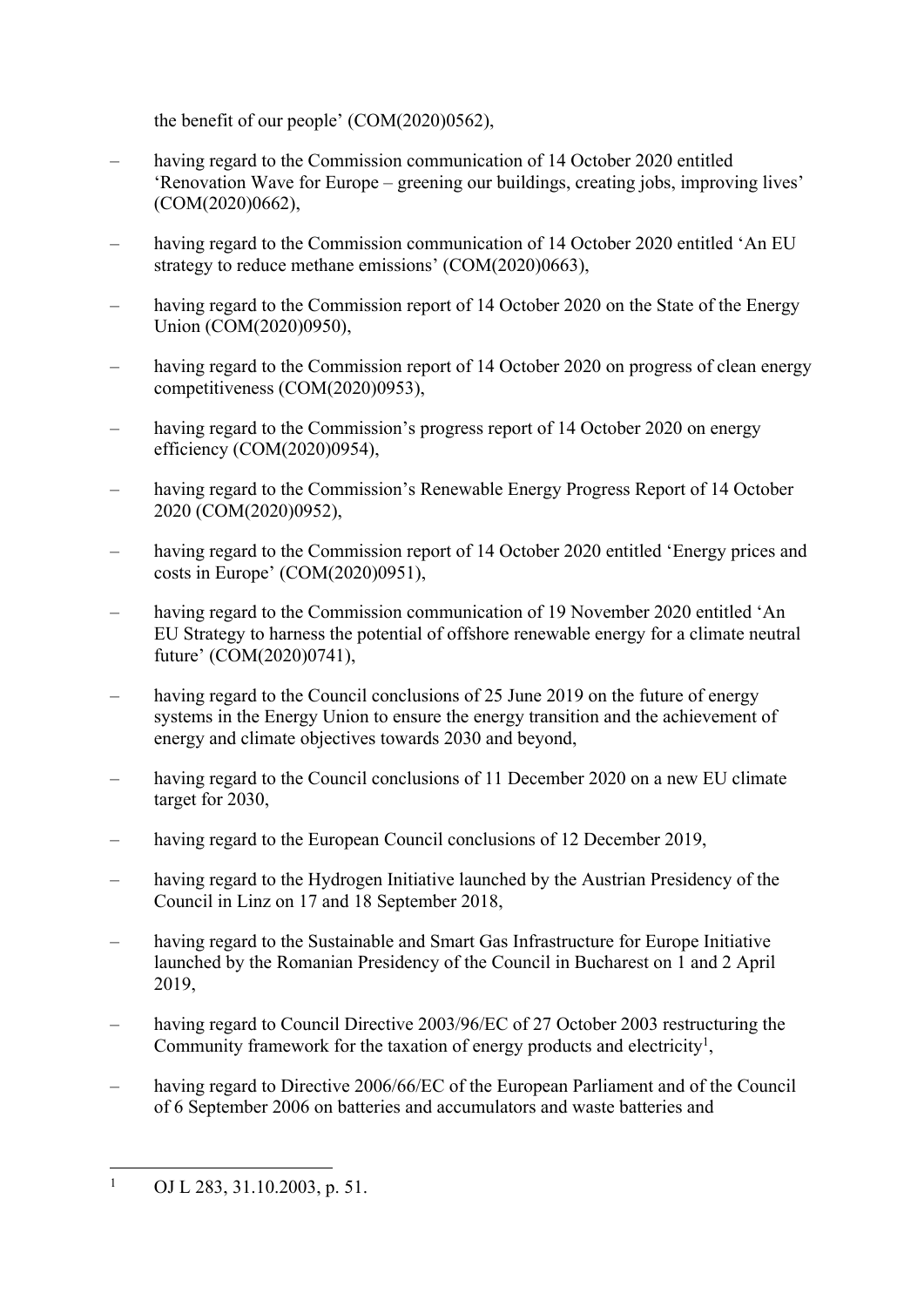the benefit of our people' (COM(2020)0562),

- having regard to the Commission communication of 14 October 2020 entitled 'Renovation Wave for Europe – greening our buildings, creating jobs, improving lives' (COM(2020)0662),
- having regard to the Commission communication of 14 October 2020 entitled 'An EU strategy to reduce methane emissions' (COM(2020)0663),
- having regard to the Commission report of 14 October 2020 on the State of the Energy Union (COM(2020)0950),
- having regard to the Commission report of 14 October 2020 on progress of clean energy competitiveness (COM(2020)0953),
- having regard to the Commission's progress report of 14 October 2020 on energy efficiency (COM(2020)0954),
- having regard to the Commission's Renewable Energy Progress Report of 14 October 2020 (COM(2020)0952),
- having regard to the Commission report of 14 October 2020 entitled 'Energy prices and costs in Europe' (COM(2020)0951),
- having regard to the Commission communication of 19 November 2020 entitled 'An EU Strategy to harness the potential of offshore renewable energy for a climate neutral future' (COM(2020)0741),
- having regard to the Council conclusions of 25 June 2019 on the future of energy systems in the Energy Union to ensure the energy transition and the achievement of energy and climate objectives towards 2030 and beyond,
- having regard to the Council conclusions of 11 December 2020 on a new EU climate target for 2030,
- having regard to the European Council conclusions of 12 December 2019,
- having regard to the Hydrogen Initiative launched by the Austrian Presidency of the Council in Linz on 17 and 18 September 2018,
- having regard to the Sustainable and Smart Gas Infrastructure for Europe Initiative launched by the Romanian Presidency of the Council in Bucharest on 1 and 2 April 2019,
- having regard to Council Directive 2003/96/EC of 27 October 2003 restructuring the Community framework for the taxation of energy products and electricity[1],
- having regard to Directive 2006/66/EC of the European Parliament and of the Council of 6 September 2006 on batteries and accumulators and waste batteries and

---

[1] OJ L 283, 31.10.2003, p. 51.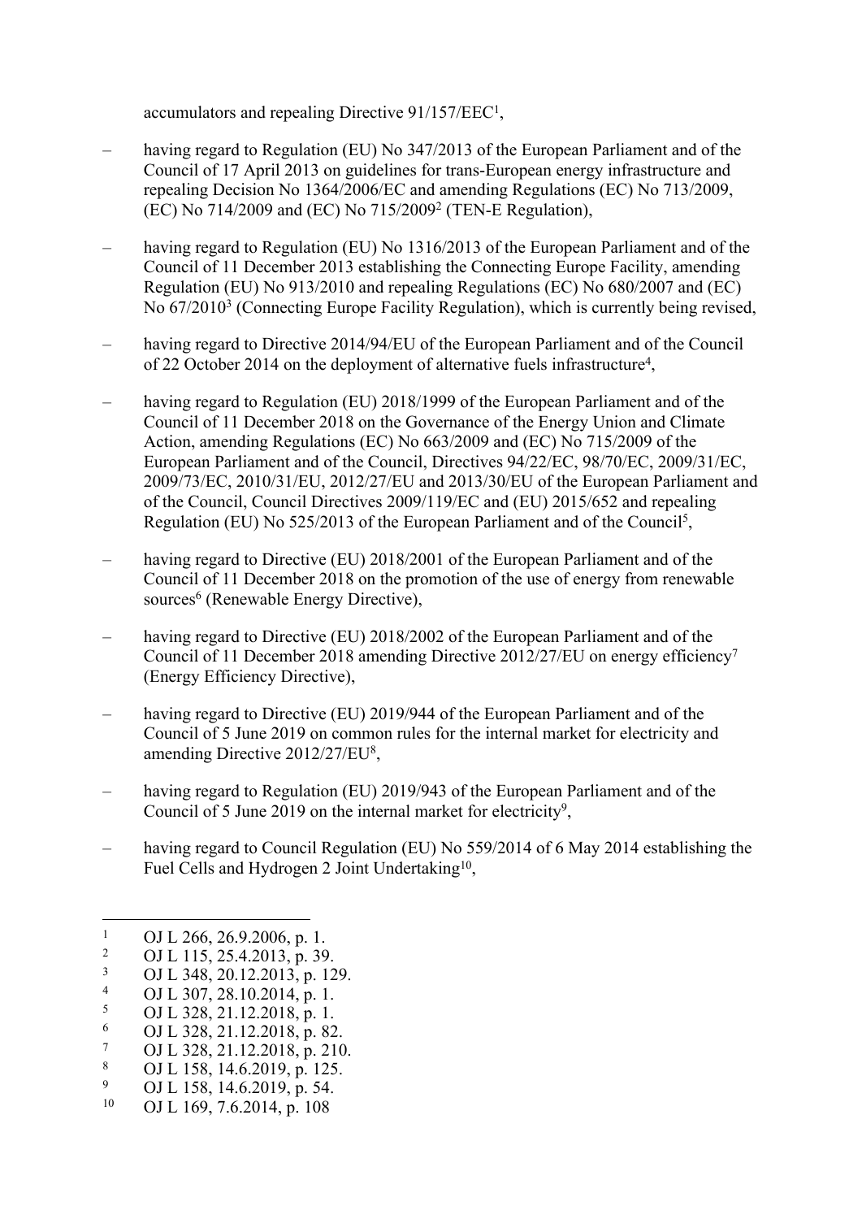accumulators and repealing Directive 91/157/EEC[1],

– having regard to Regulation (EU) No 347/2013 of the European Parliament and of the Council of 17 April 2013 on guidelines for trans-European energy infrastructure and repealing Decision No 1364/2006/EC and amending Regulations (EC) No 713/2009, (EC) No 714/2009 and (EC) No 715/2009[2] (TEN-E Regulation),

– having regard to Regulation (EU) No 1316/2013 of the European Parliament and of the Council of 11 December 2013 establishing the Connecting Europe Facility, amending Regulation (EU) No 913/2010 and repealing Regulations (EC) No 680/2007 and (EC) No 67/2010[3] (Connecting Europe Facility Regulation), which is currently being revised,

– having regard to Directive 2014/94/EU of the European Parliament and of the Council of 22 October 2014 on the deployment of alternative fuels infrastructure[4],

– having regard to Regulation (EU) 2018/1999 of the European Parliament and of the Council of 11 December 2018 on the Governance of the Energy Union and Climate Action, amending Regulations (EC) No 663/2009 and (EC) No 715/2009 of the European Parliament and of the Council, Directives 94/22/EC, 98/70/EC, 2009/31/EC, 2009/73/EC, 2010/31/EU, 2012/27/EU and 2013/30/EU of the European Parliament and of the Council, Council Directives 2009/119/EC and (EU) 2015/652 and repealing Regulation (EU) No 525/2013 of the European Parliament and of the Council[5],

– having regard to Directive (EU) 2018/2001 of the European Parliament and of the Council of 11 December 2018 on the promotion of the use of energy from renewable sources[6] (Renewable Energy Directive),

– having regard to Directive (EU) 2018/2002 of the European Parliament and of the Council of 11 December 2018 amending Directive 2012/27/EU on energy efficiency[7] (Energy Efficiency Directive),

– having regard to Directive (EU) 2019/944 of the European Parliament and of the Council of 5 June 2019 on common rules for the internal market for electricity and amending Directive 2012/27/EU[8],

– having regard to Regulation (EU) 2019/943 of the European Parliament and of the Council of 5 June 2019 on the internal market for electricity[9],

– having regard to Council Regulation (EU) No 559/2014 of 6 May 2014 establishing the Fuel Cells and Hydrogen 2 Joint Undertaking[10],

---

[1] OJ L 266, 26.9.2006, p. 1.
[2] OJ L 115, 25.4.2013, p. 39.
[3] OJ L 348, 20.12.2013, p. 129.
[4] OJ L 307, 28.10.2014, p. 1.
[5] OJ L 328, 21.12.2018, p. 1.
[6] OJ L 328, 21.12.2018, p. 82.
[7] OJ L 328, 21.12.2018, p. 210.
[8] OJ L 158, 14.6.2019, p. 125.
[9] OJ L 158, 14.6.2019, p. 54.
[10] OJ L 169, 7.6.2014, p. 108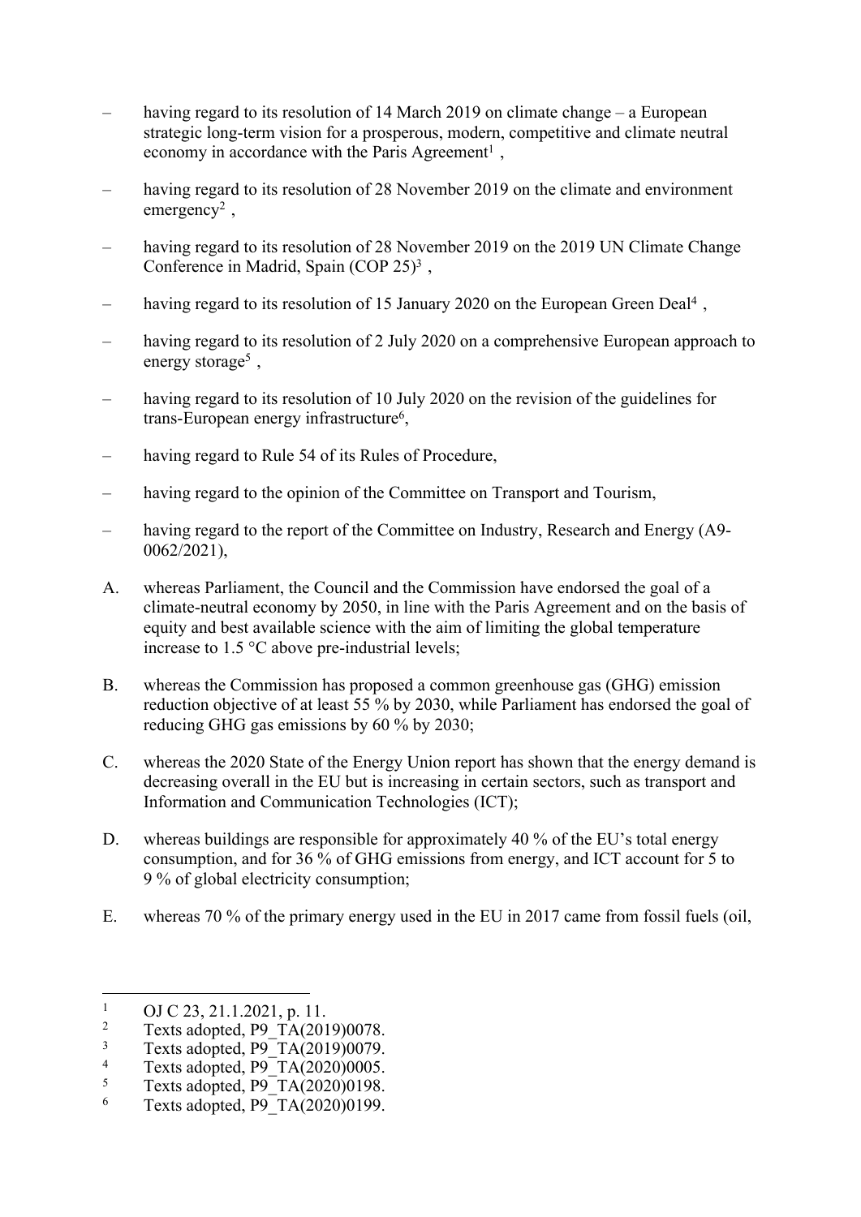– having regard to its resolution of 14 March 2019 on climate change – a European strategic long-term vision for a prosperous, modern, competitive and climate neutral economy in accordance with the Paris Agreement[1] ,

– having regard to its resolution of 28 November 2019 on the climate and environment emergency[2] ,

– having regard to its resolution of 28 November 2019 on the 2019 UN Climate Change Conference in Madrid, Spain (COP 25)[3] ,

– having regard to its resolution of 15 January 2020 on the European Green Deal[4] ,

– having regard to its resolution of 2 July 2020 on a comprehensive European approach to energy storage[5] ,

– having regard to its resolution of 10 July 2020 on the revision of the guidelines for trans-European energy infrastructure[6],

– having regard to Rule 54 of its Rules of Procedure,

– having regard to the opinion of the Committee on Transport and Tourism,

– having regard to the report of the Committee on Industry, Research and Energy (A9-0062/2021),

A. whereas Parliament, the Council and the Commission have endorsed the goal of a climate-neutral economy by 2050, in line with the Paris Agreement and on the basis of equity and best available science with the aim of limiting the global temperature increase to 1.5 °C above pre-industrial levels;

B. whereas the Commission has proposed a common greenhouse gas (GHG) emission reduction objective of at least 55 % by 2030, while Parliament has endorsed the goal of reducing GHG gas emissions by 60 % by 2030;

C. whereas the 2020 State of the Energy Union report has shown that the energy demand is decreasing overall in the EU but is increasing in certain sectors, such as transport and Information and Communication Technologies (ICT);

D. whereas buildings are responsible for approximately 40 % of the EU's total energy consumption, and for 36 % of GHG emissions from energy, and ICT account for 5 to 9 % of global electricity consumption;

E. whereas 70 % of the primary energy used in the EU in 2017 came from fossil fuels (oil,

---

[1] OJ C 23, 21.1.2021, p. 11.
[2] Texts adopted, P9_TA(2019)0078.
[3] Texts adopted, P9_TA(2019)0079.
[4] Texts adopted, P9_TA(2020)0005.
[5] Texts adopted, P9_TA(2020)0198.
[6] Texts adopted, P9_TA(2020)0199.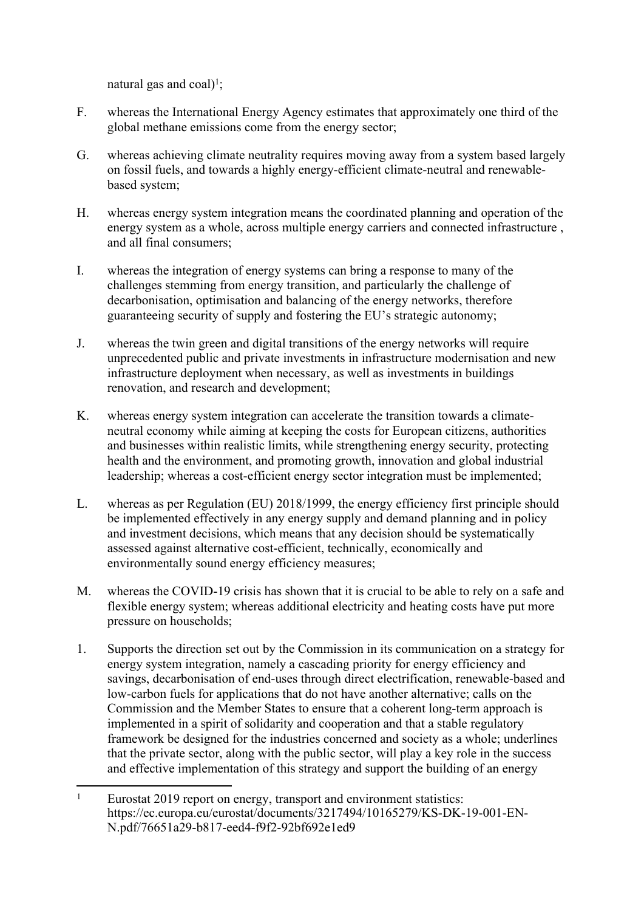natural gas and coal)[1];

F. whereas the International Energy Agency estimates that approximately one third of the global methane emissions come from the energy sector;

G. whereas achieving climate neutrality requires moving away from a system based largely on fossil fuels, and towards a highly energy-efficient climate-neutral and renewable-based system;

H. whereas energy system integration means the coordinated planning and operation of the energy system as a whole, across multiple energy carriers and connected infrastructure , and all final consumers;

I. whereas the integration of energy systems can bring a response to many of the challenges stemming from energy transition, and particularly the challenge of decarbonisation, optimisation and balancing of the energy networks, therefore guaranteeing security of supply and fostering the EU's strategic autonomy;

J. whereas the twin green and digital transitions of the energy networks will require unprecedented public and private investments in infrastructure modernisation and new infrastructure deployment when necessary, as well as investments in buildings renovation, and research and development;

K. whereas energy system integration can accelerate the transition towards a climate-neutral economy while aiming at keeping the costs for European citizens, authorities and businesses within realistic limits, while strengthening energy security, protecting health and the environment, and promoting growth, innovation and global industrial leadership; whereas a cost-efficient energy sector integration must be implemented;

L. whereas as per Regulation (EU) 2018/1999, the energy efficiency first principle should be implemented effectively in any energy supply and demand planning and in policy and investment decisions, which means that any decision should be systematically assessed against alternative cost-efficient, technically, economically and environmentally sound energy efficiency measures;

M. whereas the COVID-19 crisis has shown that it is crucial to be able to rely on a safe and flexible energy system; whereas additional electricity and heating costs have put more pressure on households;

1. Supports the direction set out by the Commission in its communication on a strategy for energy system integration, namely a cascading priority for energy efficiency and savings, decarbonisation of end-uses through direct electrification, renewable-based and low-carbon fuels for applications that do not have another alternative; calls on the Commission and the Member States to ensure that a coherent long-term approach is implemented in a spirit of solidarity and cooperation and that a stable regulatory framework be designed for the industries concerned and society as a whole; underlines that the private sector, along with the public sector, will play a key role in the success and effective implementation of this strategy and support the building of an energy

---

[1] Eurostat 2019 report on energy, transport and environment statistics: https://ec.europa.eu/eurostat/documents/3217494/10165279/KS-DK-19-001-EN-N.pdf/76651a29-b817-eed4-f9f2-92bf692e1ed9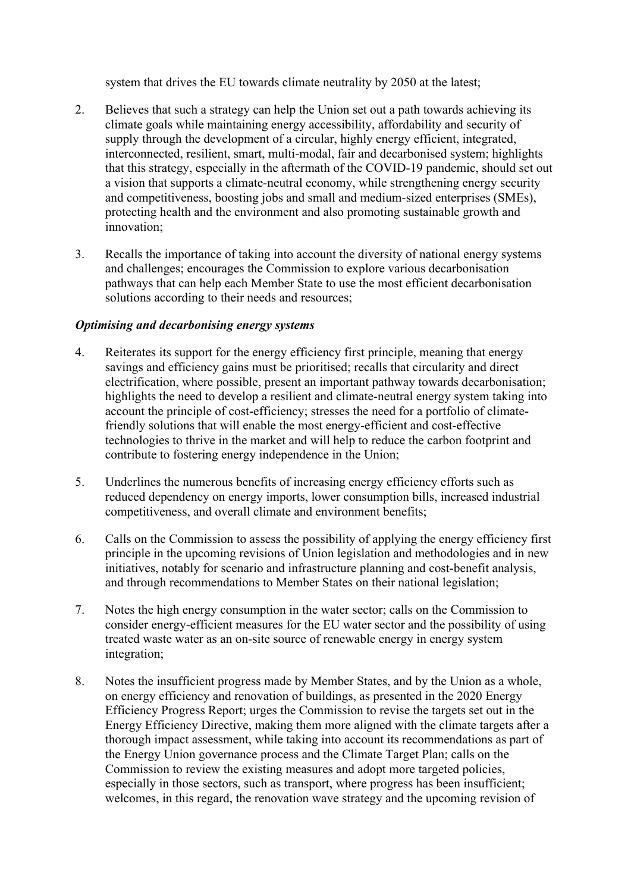system that drives the EU towards climate neutrality by 2050 at the latest;

2. Believes that such a strategy can help the Union set out a path towards achieving its climate goals while maintaining energy accessibility, affordability and security of supply through the development of a circular, highly energy efficient, integrated, interconnected, resilient, smart, multi-modal, fair and decarbonised system; highlights that this strategy, especially in the aftermath of the COVID-19 pandemic, should set out a vision that supports a climate-neutral economy, while strengthening energy security and competitiveness, boosting jobs and small and medium-sized enterprises (SMEs), protecting health and the environment and also promoting sustainable growth and innovation;

3. Recalls the importance of taking into account the diversity of national energy systems and challenges; encourages the Commission to explore various decarbonisation pathways that can help each Member State to use the most efficient decarbonisation solutions according to their needs and resources;

***Optimising and decarbonising energy systems***

4. Reiterates its support for the energy efficiency first principle, meaning that energy savings and efficiency gains must be prioritised; recalls that circularity and direct electrification, where possible, present an important pathway towards decarbonisation; highlights the need to develop a resilient and climate-neutral energy system taking into account the principle of cost-efficiency; stresses the need for a portfolio of climate-friendly solutions that will enable the most energy-efficient and cost-effective technologies to thrive in the market and will help to reduce the carbon footprint and contribute to fostering energy independence in the Union;

5. Underlines the numerous benefits of increasing energy efficiency efforts such as reduced dependency on energy imports, lower consumption bills, increased industrial competitiveness, and overall climate and environment benefits;

6. Calls on the Commission to assess the possibility of applying the energy efficiency first principle in the upcoming revisions of Union legislation and methodologies and in new initiatives, notably for scenario and infrastructure planning and cost-benefit analysis, and through recommendations to Member States on their national legislation;

7. Notes the high energy consumption in the water sector; calls on the Commission to consider energy-efficient measures for the EU water sector and the possibility of using treated waste water as an on-site source of renewable energy in energy system integration;

8. Notes the insufficient progress made by Member States, and by the Union as a whole, on energy efficiency and renovation of buildings, as presented in the 2020 Energy Efficiency Progress Report; urges the Commission to revise the targets set out in the Energy Efficiency Directive, making them more aligned with the climate targets after a thorough impact assessment, while taking into account its recommendations as part of the Energy Union governance process and the Climate Target Plan; calls on the Commission to review the existing measures and adopt more targeted policies, especially in those sectors, such as transport, where progress has been insufficient; welcomes, in this regard, the renovation wave strategy and the upcoming revision of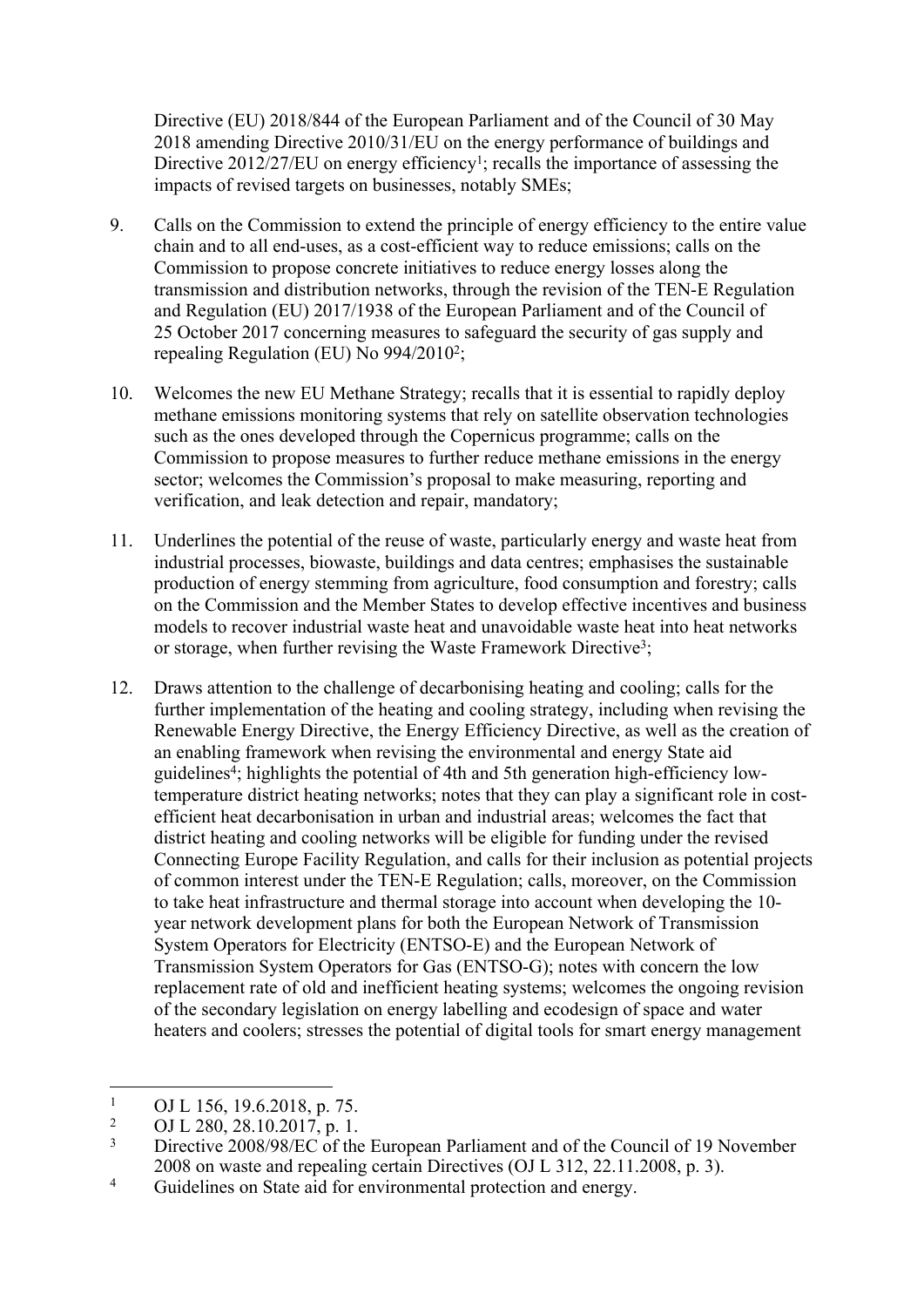Directive (EU) 2018/844 of the European Parliament and of the Council of 30 May 2018 amending Directive 2010/31/EU on the energy performance of buildings and Directive 2012/27/EU on energy efficiency[1]; recalls the importance of assessing the impacts of revised targets on businesses, notably SMEs;

9. Calls on the Commission to extend the principle of energy efficiency to the entire value chain and to all end-uses, as a cost-efficient way to reduce emissions; calls on the Commission to propose concrete initiatives to reduce energy losses along the transmission and distribution networks, through the revision of the TEN-E Regulation and Regulation (EU) 2017/1938 of the European Parliament and of the Council of 25 October 2017 concerning measures to safeguard the security of gas supply and repealing Regulation (EU) No 994/2010[2];

10. Welcomes the new EU Methane Strategy; recalls that it is essential to rapidly deploy methane emissions monitoring systems that rely on satellite observation technologies such as the ones developed through the Copernicus programme; calls on the Commission to propose measures to further reduce methane emissions in the energy sector; welcomes the Commission's proposal to make measuring, reporting and verification, and leak detection and repair, mandatory;

11. Underlines the potential of the reuse of waste, particularly energy and waste heat from industrial processes, biowaste, buildings and data centres; emphasises the sustainable production of energy stemming from agriculture, food consumption and forestry; calls on the Commission and the Member States to develop effective incentives and business models to recover industrial waste heat and unavoidable waste heat into heat networks or storage, when further revising the Waste Framework Directive[3];

12. Draws attention to the challenge of decarbonising heating and cooling; calls for the further implementation of the heating and cooling strategy, including when revising the Renewable Energy Directive, the Energy Efficiency Directive, as well as the creation of an enabling framework when revising the environmental and energy State aid guidelines[4]; highlights the potential of 4th and 5th generation high-efficiency low-temperature district heating networks; notes that they can play a significant role in cost-efficient heat decarbonisation in urban and industrial areas; welcomes the fact that district heating and cooling networks will be eligible for funding under the revised Connecting Europe Facility Regulation, and calls for their inclusion as potential projects of common interest under the TEN-E Regulation; calls, moreover, on the Commission to take heat infrastructure and thermal storage into account when developing the 10-year network development plans for both the European Network of Transmission System Operators for Electricity (ENTSO-E) and the European Network of Transmission System Operators for Gas (ENTSO-G); notes with concern the low replacement rate of old and inefficient heating systems; welcomes the ongoing revision of the secondary legislation on energy labelling and ecodesign of space and water heaters and coolers; stresses the potential of digital tools for smart energy management

---

[1] OJ L 156, 19.6.2018, p. 75.

[2] OJ L 280, 28.10.2017, p. 1.

[3] Directive 2008/98/EC of the European Parliament and of the Council of 19 November 2008 on waste and repealing certain Directives (OJ L 312, 22.11.2008, p. 3).

[4] Guidelines on State aid for environmental protection and energy.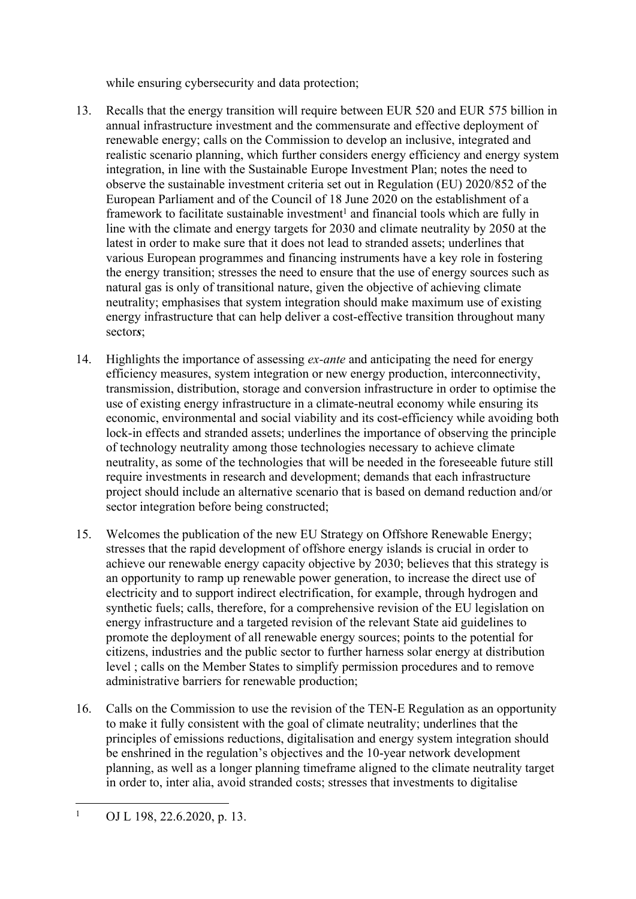while ensuring cybersecurity and data protection;

13. Recalls that the energy transition will require between EUR 520 and EUR 575 billion in annual infrastructure investment and the commensurate and effective deployment of renewable energy; calls on the Commission to develop an inclusive, integrated and realistic scenario planning, which further considers energy efficiency and energy system integration, in line with the Sustainable Europe Investment Plan; notes the need to observe the sustainable investment criteria set out in Regulation (EU) 2020/852 of the European Parliament and of the Council of 18 June 2020 on the establishment of a framework to facilitate sustainable investment[1] and financial tools which are fully in line with the climate and energy targets for 2030 and climate neutrality by 2050 at the latest in order to make sure that it does not lead to stranded assets; underlines that various European programmes and financing instruments have a key role in fostering the energy transition; stresses the need to ensure that the use of energy sources such as natural gas is only of transitional nature, given the objective of achieving climate neutrality; emphasises that system integration should make maximum use of existing energy infrastructure that can help deliver a cost-effective transition throughout many sector***s***;

14. Highlights the importance of assessing *ex-ante* and anticipating the need for energy efficiency measures, system integration or new energy production, interconnectivity, transmission, distribution, storage and conversion infrastructure in order to optimise the use of existing energy infrastructure in a climate-neutral economy while ensuring its economic, environmental and social viability and its cost-efficiency while avoiding both lock-in effects and stranded assets; underlines the importance of observing the principle of technology neutrality among those technologies necessary to achieve climate neutrality, as some of the technologies that will be needed in the foreseeable future still require investments in research and development; demands that each infrastructure project should include an alternative scenario that is based on demand reduction and/or sector integration before being constructed;

15. Welcomes the publication of the new EU Strategy on Offshore Renewable Energy; stresses that the rapid development of offshore energy islands is crucial in order to achieve our renewable energy capacity objective by 2030; believes that this strategy is an opportunity to ramp up renewable power generation, to increase the direct use of electricity and to support indirect electrification, for example, through hydrogen and synthetic fuels; calls, therefore, for a comprehensive revision of the EU legislation on energy infrastructure and a targeted revision of the relevant State aid guidelines to promote the deployment of all renewable energy sources; points to the potential for citizens, industries and the public sector to further harness solar energy at distribution level ; calls on the Member States to simplify permission procedures and to remove administrative barriers for renewable production;

16. Calls on the Commission to use the revision of the TEN-E Regulation as an opportunity to make it fully consistent with the goal of climate neutrality; underlines that the principles of emissions reductions, digitalisation and energy system integration should be enshrined in the regulation's objectives and the 10-year network development planning, as well as a longer planning timeframe aligned to the climate neutrality target in order to, inter alia, avoid stranded costs; stresses that investments to digitalise

[1] OJ L 198, 22.6.2020, p. 13.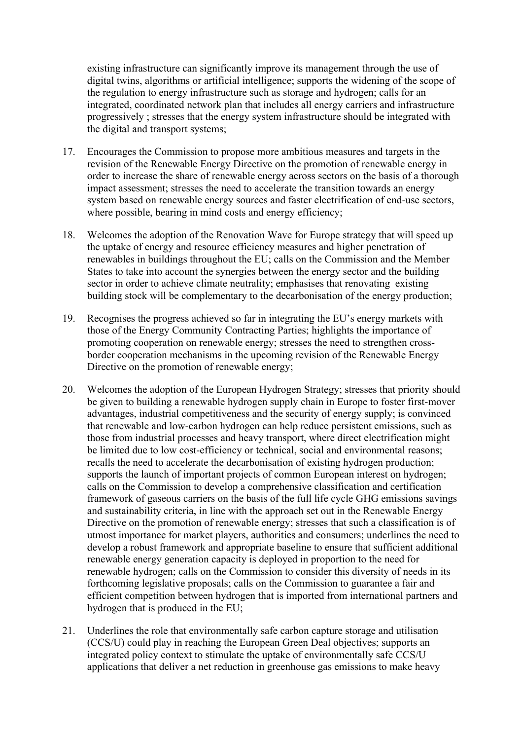existing infrastructure can significantly improve its management through the use of digital twins, algorithms or artificial intelligence; supports the widening of the scope of the regulation to energy infrastructure such as storage and hydrogen; calls for an integrated, coordinated network plan that includes all energy carriers and infrastructure progressively ; stresses that the energy system infrastructure should be integrated with the digital and transport systems;

17. Encourages the Commission to propose more ambitious measures and targets in the revision of the Renewable Energy Directive on the promotion of renewable energy in order to increase the share of renewable energy across sectors on the basis of a thorough impact assessment; stresses the need to accelerate the transition towards an energy system based on renewable energy sources and faster electrification of end-use sectors, where possible, bearing in mind costs and energy efficiency;

18. Welcomes the adoption of the Renovation Wave for Europe strategy that will speed up the uptake of energy and resource efficiency measures and higher penetration of renewables in buildings throughout the EU; calls on the Commission and the Member States to take into account the synergies between the energy sector and the building sector in order to achieve climate neutrality; emphasises that renovating existing building stock will be complementary to the decarbonisation of the energy production;

19. Recognises the progress achieved so far in integrating the EU's energy markets with those of the Energy Community Contracting Parties; highlights the importance of promoting cooperation on renewable energy; stresses the need to strengthen cross-border cooperation mechanisms in the upcoming revision of the Renewable Energy Directive on the promotion of renewable energy;

20. Welcomes the adoption of the European Hydrogen Strategy; stresses that priority should be given to building a renewable hydrogen supply chain in Europe to foster first-mover advantages, industrial competitiveness and the security of energy supply; is convinced that renewable and low-carbon hydrogen can help reduce persistent emissions, such as those from industrial processes and heavy transport, where direct electrification might be limited due to low cost-efficiency or technical, social and environmental reasons; recalls the need to accelerate the decarbonisation of existing hydrogen production; supports the launch of important projects of common European interest on hydrogen; calls on the Commission to develop a comprehensive classification and certification framework of gaseous carriers on the basis of the full life cycle GHG emissions savings and sustainability criteria, in line with the approach set out in the Renewable Energy Directive on the promotion of renewable energy; stresses that such a classification is of utmost importance for market players, authorities and consumers; underlines the need to develop a robust framework and appropriate baseline to ensure that sufficient additional renewable energy generation capacity is deployed in proportion to the need for renewable hydrogen; calls on the Commission to consider this diversity of needs in its forthcoming legislative proposals; calls on the Commission to guarantee a fair and efficient competition between hydrogen that is imported from international partners and hydrogen that is produced in the EU;

21. Underlines the role that environmentally safe carbon capture storage and utilisation (CCS/U) could play in reaching the European Green Deal objectives; supports an integrated policy context to stimulate the uptake of environmentally safe CCS/U applications that deliver a net reduction in greenhouse gas emissions to make heavy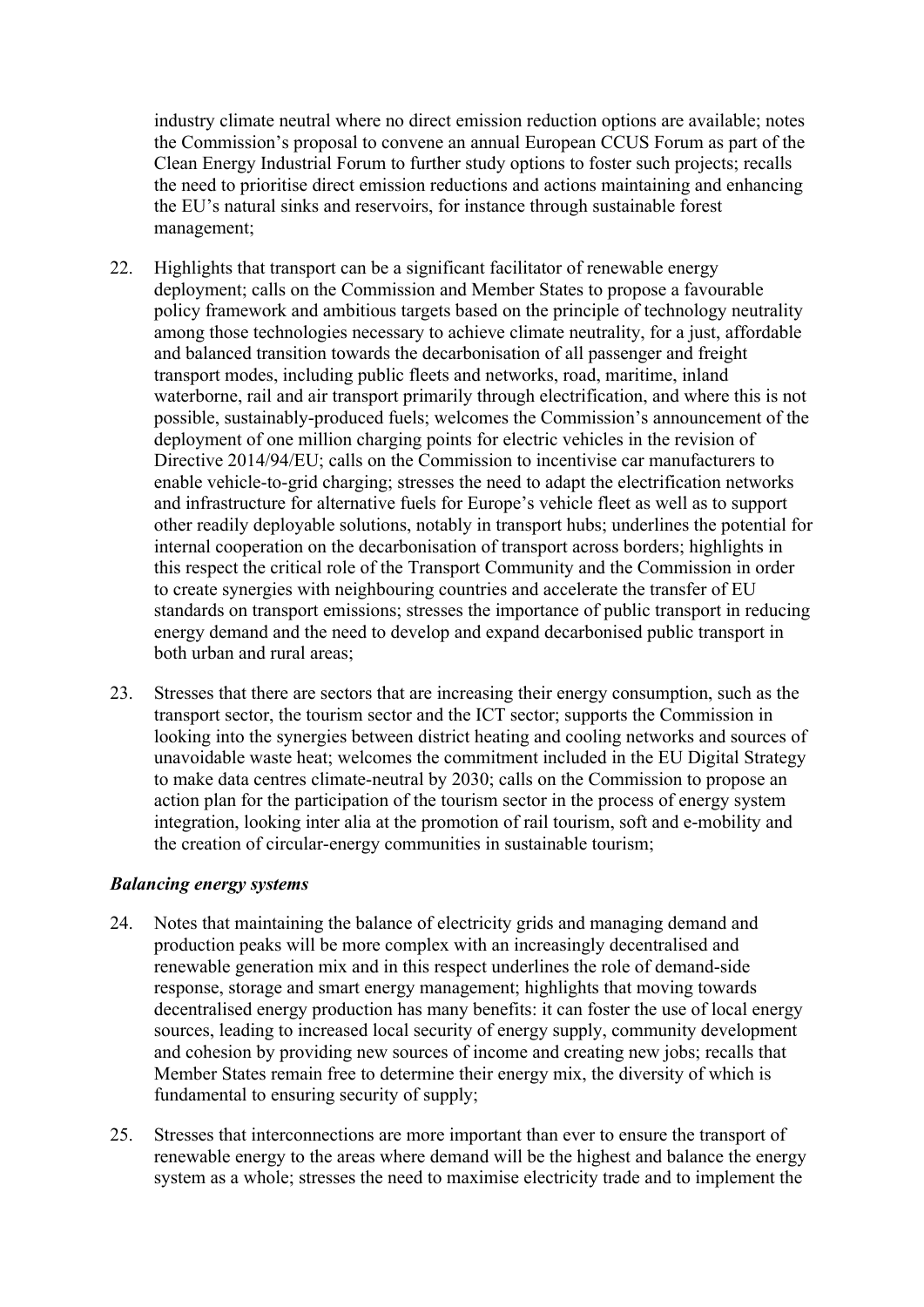industry climate neutral where no direct emission reduction options are available; notes the Commission's proposal to convene an annual European CCUS Forum as part of the Clean Energy Industrial Forum to further study options to foster such projects; recalls the need to prioritise direct emission reductions and actions maintaining and enhancing the EU's natural sinks and reservoirs, for instance through sustainable forest management;

22. Highlights that transport can be a significant facilitator of renewable energy deployment; calls on the Commission and Member States to propose a favourable policy framework and ambitious targets based on the principle of technology neutrality among those technologies necessary to achieve climate neutrality, for a just, affordable and balanced transition towards the decarbonisation of all passenger and freight transport modes, including public fleets and networks, road, maritime, inland waterborne, rail and air transport primarily through electrification, and where this is not possible, sustainably-produced fuels; welcomes the Commission's announcement of the deployment of one million charging points for electric vehicles in the revision of Directive 2014/94/EU; calls on the Commission to incentivise car manufacturers to enable vehicle-to-grid charging; stresses the need to adapt the electrification networks and infrastructure for alternative fuels for Europe's vehicle fleet as well as to support other readily deployable solutions, notably in transport hubs; underlines the potential for internal cooperation on the decarbonisation of transport across borders; highlights in this respect the critical role of the Transport Community and the Commission in order to create synergies with neighbouring countries and accelerate the transfer of EU standards on transport emissions; stresses the importance of public transport in reducing energy demand and the need to develop and expand decarbonised public transport in both urban and rural areas;

23. Stresses that there are sectors that are increasing their energy consumption, such as the transport sector, the tourism sector and the ICT sector; supports the Commission in looking into the synergies between district heating and cooling networks and sources of unavoidable waste heat; welcomes the commitment included in the EU Digital Strategy to make data centres climate-neutral by 2030; calls on the Commission to propose an action plan for the participation of the tourism sector in the process of energy system integration, looking inter alia at the promotion of rail tourism, soft and e-mobility and the creation of circular-energy communities in sustainable tourism;

***Balancing energy systems***

24. Notes that maintaining the balance of electricity grids and managing demand and production peaks will be more complex with an increasingly decentralised and renewable generation mix and in this respect underlines the role of demand-side response, storage and smart energy management; highlights that moving towards decentralised energy production has many benefits: it can foster the use of local energy sources, leading to increased local security of energy supply, community development and cohesion by providing new sources of income and creating new jobs; recalls that Member States remain free to determine their energy mix, the diversity of which is fundamental to ensuring security of supply;

25. Stresses that interconnections are more important than ever to ensure the transport of renewable energy to the areas where demand will be the highest and balance the energy system as a whole; stresses the need to maximise electricity trade and to implement the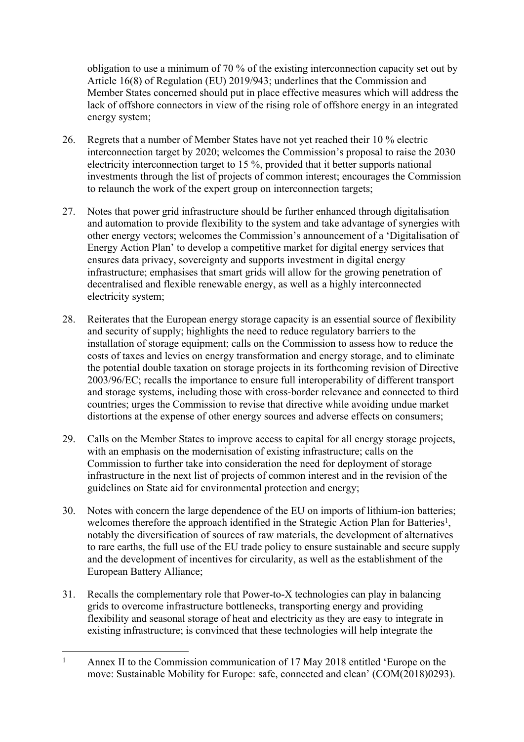obligation to use a minimum of 70 % of the existing interconnection capacity set out by Article 16(8) of Regulation (EU) 2019/943; underlines that the Commission and Member States concerned should put in place effective measures which will address the lack of offshore connectors in view of the rising role of offshore energy in an integrated energy system;

26. Regrets that a number of Member States have not yet reached their 10 % electric interconnection target by 2020; welcomes the Commission's proposal to raise the 2030 electricity interconnection target to 15 %, provided that it better supports national investments through the list of projects of common interest; encourages the Commission to relaunch the work of the expert group on interconnection targets;

27. Notes that power grid infrastructure should be further enhanced through digitalisation and automation to provide flexibility to the system and take advantage of synergies with other energy vectors; welcomes the Commission's announcement of a 'Digitalisation of Energy Action Plan' to develop a competitive market for digital energy services that ensures data privacy, sovereignty and supports investment in digital energy infrastructure; emphasises that smart grids will allow for the growing penetration of decentralised and flexible renewable energy, as well as a highly interconnected electricity system;

28. Reiterates that the European energy storage capacity is an essential source of flexibility and security of supply; highlights the need to reduce regulatory barriers to the installation of storage equipment; calls on the Commission to assess how to reduce the costs of taxes and levies on energy transformation and energy storage, and to eliminate the potential double taxation on storage projects in its forthcoming revision of Directive 2003/96/EC; recalls the importance to ensure full interoperability of different transport and storage systems, including those with cross-border relevance and connected to third countries; urges the Commission to revise that directive while avoiding undue market distortions at the expense of other energy sources and adverse effects on consumers;

29. Calls on the Member States to improve access to capital for all energy storage projects, with an emphasis on the modernisation of existing infrastructure; calls on the Commission to further take into consideration the need for deployment of storage infrastructure in the next list of projects of common interest and in the revision of the guidelines on State aid for environmental protection and energy;

30. Notes with concern the large dependence of the EU on imports of lithium-ion batteries; welcomes therefore the approach identified in the Strategic Action Plan for Batteries[1], notably the diversification of sources of raw materials, the development of alternatives to rare earths, the full use of the EU trade policy to ensure sustainable and secure supply and the development of incentives for circularity, as well as the establishment of the European Battery Alliance;

31. Recalls the complementary role that Power-to-X technologies can play in balancing grids to overcome infrastructure bottlenecks, transporting energy and providing flexibility and seasonal storage of heat and electricity as they are easy to integrate in existing infrastructure; is convinced that these technologies will help integrate the

---

[1] Annex II to the Commission communication of 17 May 2018 entitled 'Europe on the move: Sustainable Mobility for Europe: safe, connected and clean' (COM(2018)0293).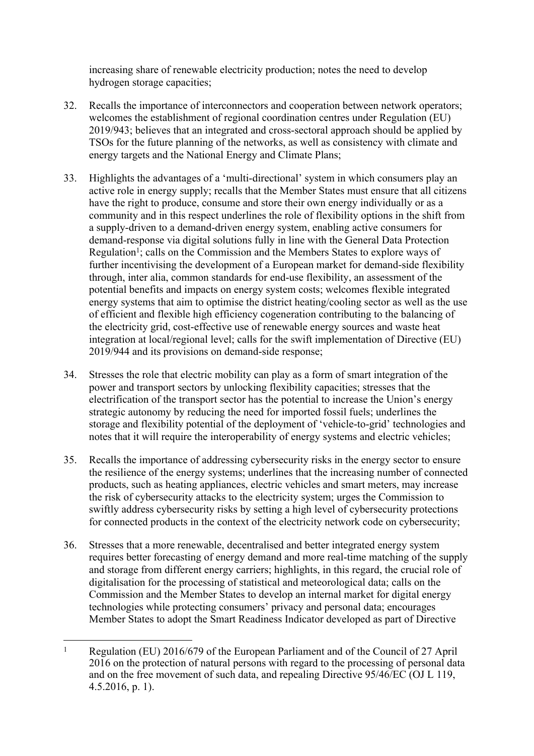increasing share of renewable electricity production; notes the need to develop hydrogen storage capacities;

32. Recalls the importance of interconnectors and cooperation between network operators; welcomes the establishment of regional coordination centres under Regulation (EU) 2019/943; believes that an integrated and cross-sectoral approach should be applied by TSOs for the future planning of the networks, as well as consistency with climate and energy targets and the National Energy and Climate Plans;

33. Highlights the advantages of a 'multi-directional' system in which consumers play an active role in energy supply; recalls that the Member States must ensure that all citizens have the right to produce, consume and store their own energy individually or as a community and in this respect underlines the role of flexibility options in the shift from a supply-driven to a demand-driven energy system, enabling active consumers for demand-response via digital solutions fully in line with the General Data Protection Regulation[1]; calls on the Commission and the Members States to explore ways of further incentivising the development of a European market for demand-side flexibility through, inter alia, common standards for end-use flexibility, an assessment of the potential benefits and impacts on energy system costs; welcomes flexible integrated energy systems that aim to optimise the district heating/cooling sector as well as the use of efficient and flexible high efficiency cogeneration contributing to the balancing of the electricity grid, cost-effective use of renewable energy sources and waste heat integration at local/regional level; calls for the swift implementation of Directive (EU) 2019/944 and its provisions on demand-side response;

34. Stresses the role that electric mobility can play as a form of smart integration of the power and transport sectors by unlocking flexibility capacities; stresses that the electrification of the transport sector has the potential to increase the Union's energy strategic autonomy by reducing the need for imported fossil fuels; underlines the storage and flexibility potential of the deployment of 'vehicle-to-grid' technologies and notes that it will require the interoperability of energy systems and electric vehicles;

35. Recalls the importance of addressing cybersecurity risks in the energy sector to ensure the resilience of the energy systems; underlines that the increasing number of connected products, such as heating appliances, electric vehicles and smart meters, may increase the risk of cybersecurity attacks to the electricity system; urges the Commission to swiftly address cybersecurity risks by setting a high level of cybersecurity protections for connected products in the context of the electricity network code on cybersecurity;

36. Stresses that a more renewable, decentralised and better integrated energy system requires better forecasting of energy demand and more real-time matching of the supply and storage from different energy carriers; highlights, in this regard, the crucial role of digitalisation for the processing of statistical and meteorological data; calls on the Commission and the Member States to develop an internal market for digital energy technologies while protecting consumers' privacy and personal data; encourages Member States to adopt the Smart Readiness Indicator developed as part of Directive

---

[1] Regulation (EU) 2016/679 of the European Parliament and of the Council of 27 April 2016 on the protection of natural persons with regard to the processing of personal data and on the free movement of such data, and repealing Directive 95/46/EC (OJ L 119, 4.5.2016, p. 1).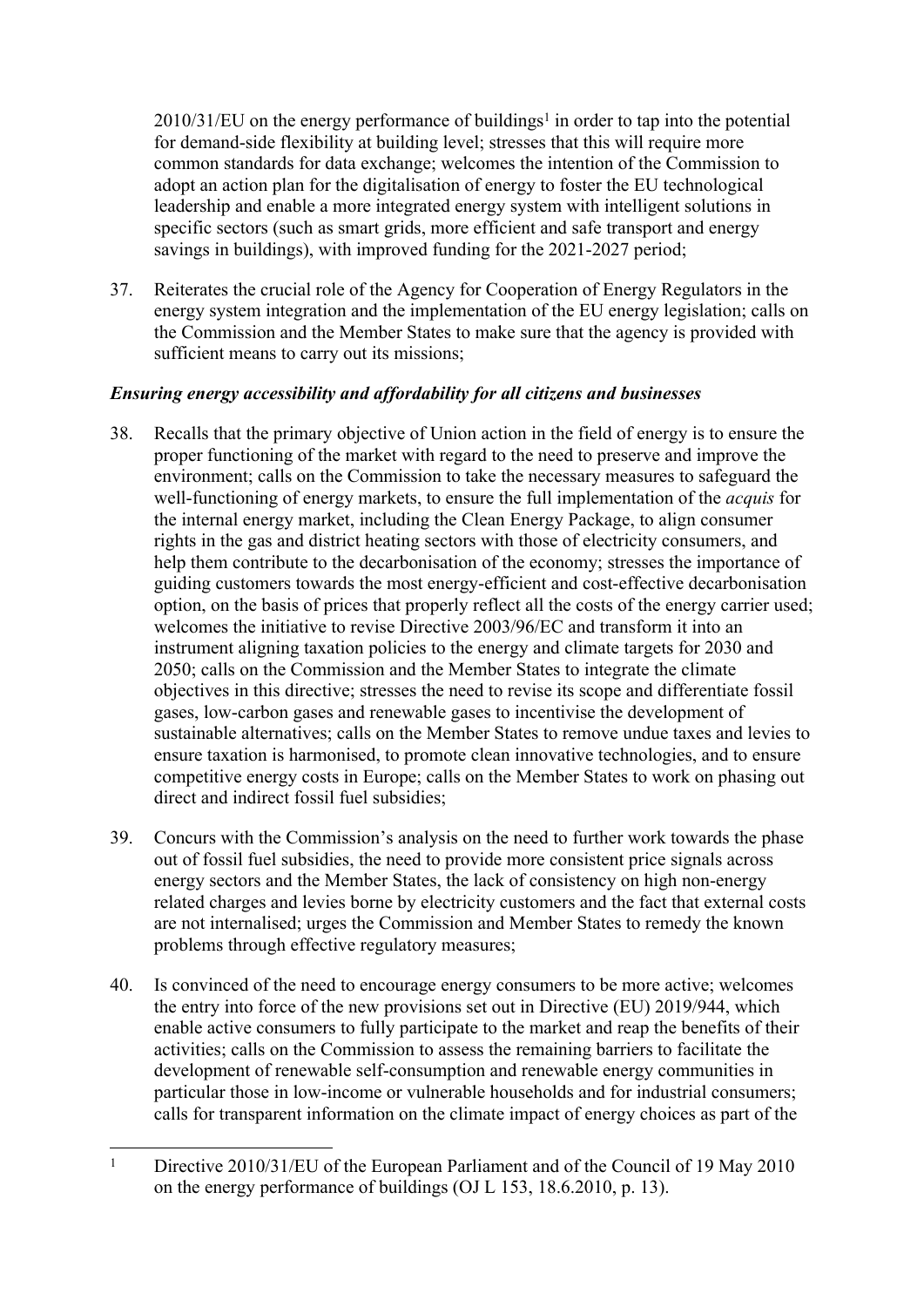2010/31/EU on the energy performance of buildings[1] in order to tap into the potential for demand-side flexibility at building level; stresses that this will require more common standards for data exchange; welcomes the intention of the Commission to adopt an action plan for the digitalisation of energy to foster the EU technological leadership and enable a more integrated energy system with intelligent solutions in specific sectors (such as smart grids, more efficient and safe transport and energy savings in buildings), with improved funding for the 2021-2027 period;

37. Reiterates the crucial role of the Agency for Cooperation of Energy Regulators in the energy system integration and the implementation of the EU energy legislation; calls on the Commission and the Member States to make sure that the agency is provided with sufficient means to carry out its missions;

***Ensuring energy accessibility and affordability for all citizens and businesses***

38. Recalls that the primary objective of Union action in the field of energy is to ensure the proper functioning of the market with regard to the need to preserve and improve the environment; calls on the Commission to take the necessary measures to safeguard the well-functioning of energy markets, to ensure the full implementation of the *acquis* for the internal energy market, including the Clean Energy Package, to align consumer rights in the gas and district heating sectors with those of electricity consumers, and help them contribute to the decarbonisation of the economy; stresses the importance of guiding customers towards the most energy-efficient and cost-effective decarbonisation option, on the basis of prices that properly reflect all the costs of the energy carrier used; welcomes the initiative to revise Directive 2003/96/EC and transform it into an instrument aligning taxation policies to the energy and climate targets for 2030 and 2050; calls on the Commission and the Member States to integrate the climate objectives in this directive; stresses the need to revise its scope and differentiate fossil gases, low-carbon gases and renewable gases to incentivise the development of sustainable alternatives; calls on the Member States to remove undue taxes and levies to ensure taxation is harmonised, to promote clean innovative technologies, and to ensure competitive energy costs in Europe; calls on the Member States to work on phasing out direct and indirect fossil fuel subsidies;

39. Concurs with the Commission's analysis on the need to further work towards the phase out of fossil fuel subsidies, the need to provide more consistent price signals across energy sectors and the Member States, the lack of consistency on high non-energy related charges and levies borne by electricity customers and the fact that external costs are not internalised; urges the Commission and Member States to remedy the known problems through effective regulatory measures;

40. Is convinced of the need to encourage energy consumers to be more active; welcomes the entry into force of the new provisions set out in Directive (EU) 2019/944, which enable active consumers to fully participate to the market and reap the benefits of their activities; calls on the Commission to assess the remaining barriers to facilitate the development of renewable self-consumption and renewable energy communities in particular those in low-income or vulnerable households and for industrial consumers; calls for transparent information on the climate impact of energy choices as part of the

[1] Directive 2010/31/EU of the European Parliament and of the Council of 19 May 2010 on the energy performance of buildings (OJ L 153, 18.6.2010, p. 13).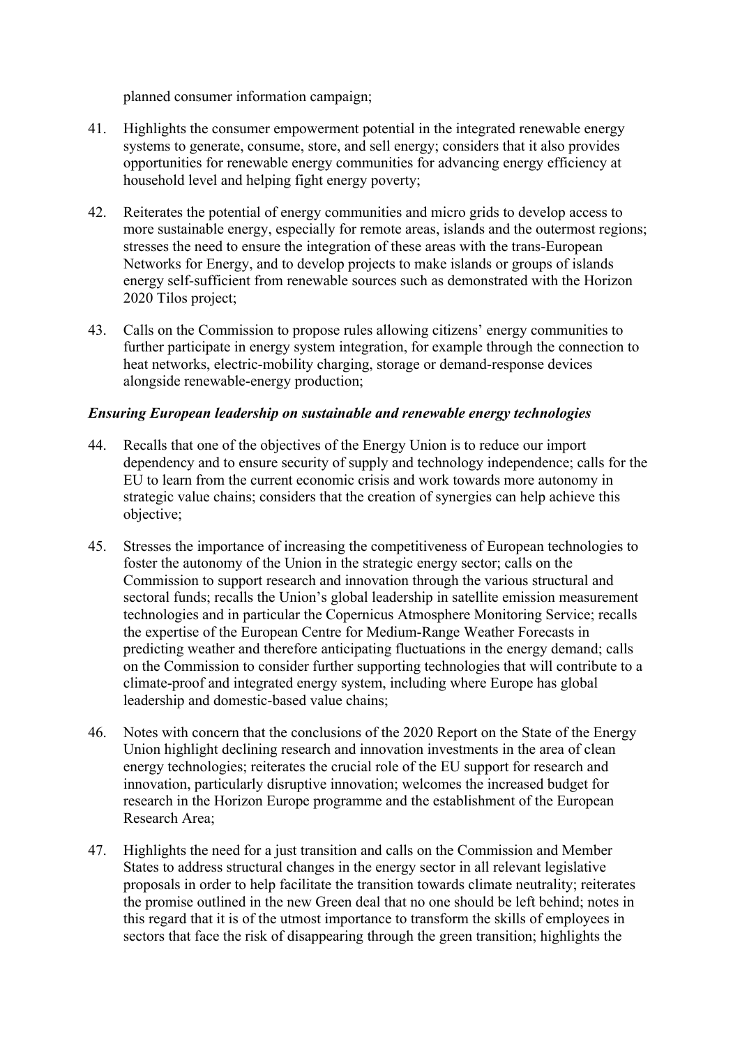planned consumer information campaign;

41. Highlights the consumer empowerment potential in the integrated renewable energy systems to generate, consume, store, and sell energy; considers that it also provides opportunities for renewable energy communities for advancing energy efficiency at household level and helping fight energy poverty;

42. Reiterates the potential of energy communities and micro grids to develop access to more sustainable energy, especially for remote areas, islands and the outermost regions; stresses the need to ensure the integration of these areas with the trans-European Networks for Energy, and to develop projects to make islands or groups of islands energy self-sufficient from renewable sources such as demonstrated with the Horizon 2020 Tilos project;

43. Calls on the Commission to propose rules allowing citizens' energy communities to further participate in energy system integration, for example through the connection to heat networks, electric-mobility charging, storage or demand-response devices alongside renewable-energy production;

***Ensuring European leadership on sustainable and renewable energy technologies***

44. Recalls that one of the objectives of the Energy Union is to reduce our import dependency and to ensure security of supply and technology independence; calls for the EU to learn from the current economic crisis and work towards more autonomy in strategic value chains; considers that the creation of synergies can help achieve this objective;

45. Stresses the importance of increasing the competitiveness of European technologies to foster the autonomy of the Union in the strategic energy sector; calls on the Commission to support research and innovation through the various structural and sectoral funds; recalls the Union's global leadership in satellite emission measurement technologies and in particular the Copernicus Atmosphere Monitoring Service; recalls the expertise of the European Centre for Medium-Range Weather Forecasts in predicting weather and therefore anticipating fluctuations in the energy demand; calls on the Commission to consider further supporting technologies that will contribute to a climate-proof and integrated energy system, including where Europe has global leadership and domestic-based value chains;

46. Notes with concern that the conclusions of the 2020 Report on the State of the Energy Union highlight declining research and innovation investments in the area of clean energy technologies; reiterates the crucial role of the EU support for research and innovation, particularly disruptive innovation; welcomes the increased budget for research in the Horizon Europe programme and the establishment of the European Research Area;

47. Highlights the need for a just transition and calls on the Commission and Member States to address structural changes in the energy sector in all relevant legislative proposals in order to help facilitate the transition towards climate neutrality; reiterates the promise outlined in the new Green deal that no one should be left behind; notes in this regard that it is of the utmost importance to transform the skills of employees in sectors that face the risk of disappearing through the green transition; highlights the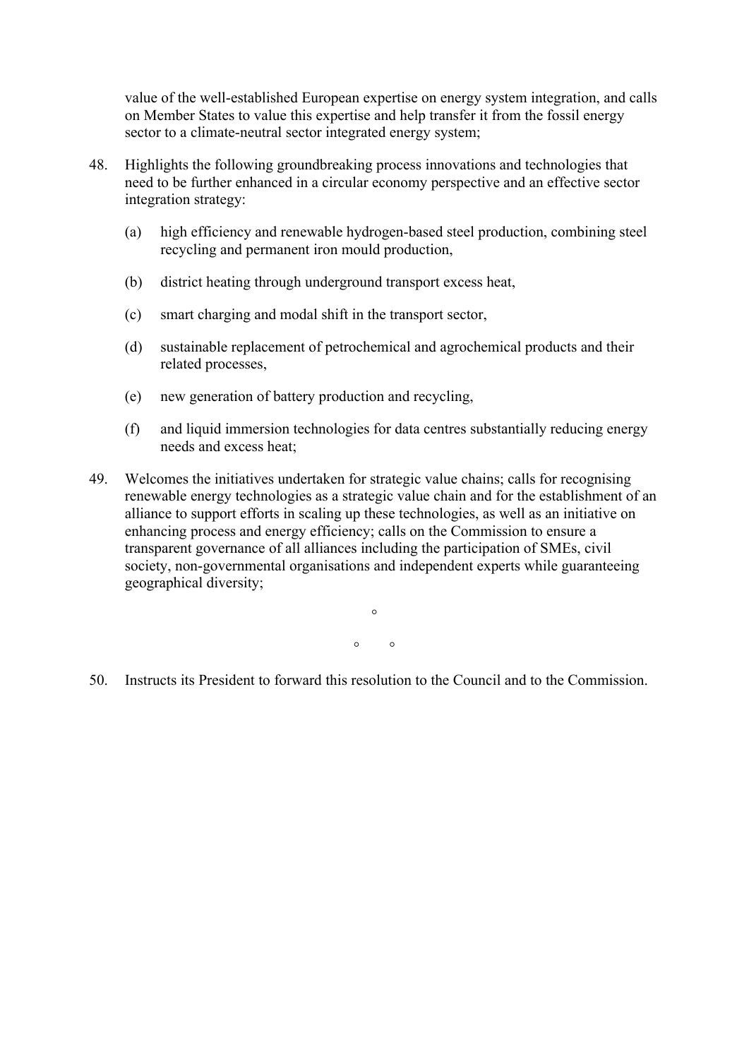value of the well-established European expertise on energy system integration, and calls on Member States to value this expertise and help transfer it from the fossil energy sector to a climate-neutral sector integrated energy system;

48. Highlights the following groundbreaking process innovations and technologies that need to be further enhanced in a circular economy perspective and an effective sector integration strategy:

    (a) high efficiency and renewable hydrogen-based steel production, combining steel recycling and permanent iron mould production,

    (b) district heating through underground transport excess heat,

    (c) smart charging and modal shift in the transport sector,

    (d) sustainable replacement of petrochemical and agrochemical products and their related processes,

    (e) new generation of battery production and recycling,

    (f) and liquid immersion technologies for data centres substantially reducing energy needs and excess heat;

49. Welcomes the initiatives undertaken for strategic value chains; calls for recognising renewable energy technologies as a strategic value chain and for the establishment of an alliance to support efforts in scaling up these technologies, as well as an initiative on enhancing process and energy efficiency; calls on the Commission to ensure a transparent governance of all alliances including the participation of SMEs, civil society, non-governmental organisations and independent experts while guaranteeing geographical diversity;

°

° °

50. Instructs its President to forward this resolution to the Council and to the Commission.